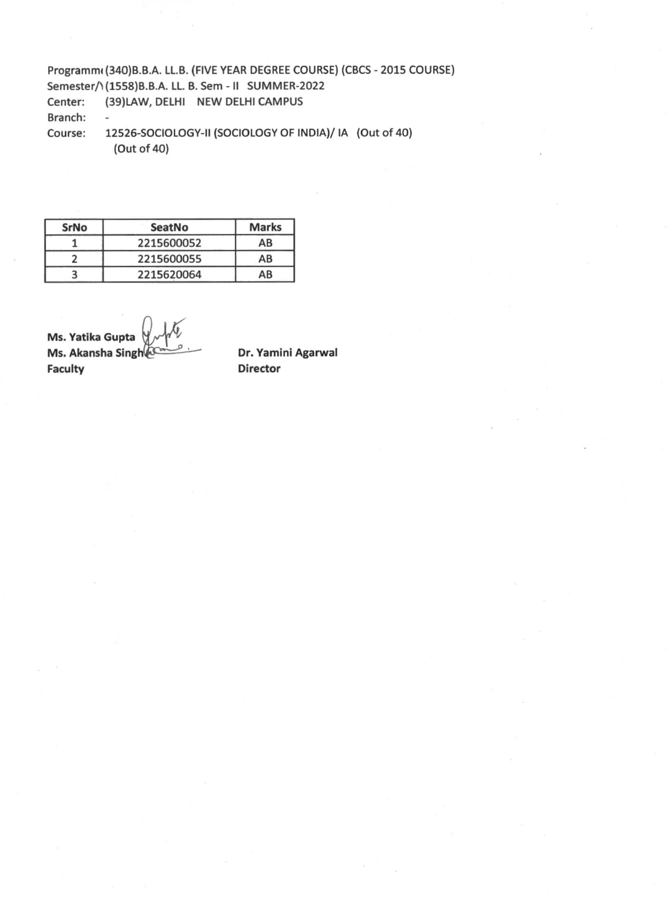Programm( (340)B.B.A. LL.B. (FIVE YEAR DEGREE COURSE) (CBCS - 2015 COURSE)
Semester/\ (1558)B.B.A. LL. B. Sem - II SUMMER-2022
Center: (39)LAW, DELHI NEW DELHI CAMPUS
Branch: -
Course: 12526-SOCIOLOGY-II (SOCIOLOGY OF INDIA)/ IA (Out of 40)
(Out of 40)

| SrNo | SeatNo | Marks |
|---|---|---|
| 1 | 2215600052 | AB |
| 2 | 2215600055 | AB |
| 3 | 2215620064 | AB |

**Ms. Yatika Gupta**
**Ms. Akansha Singh**
**Faculty**

**Dr. Yamini Agarwal**
**Director**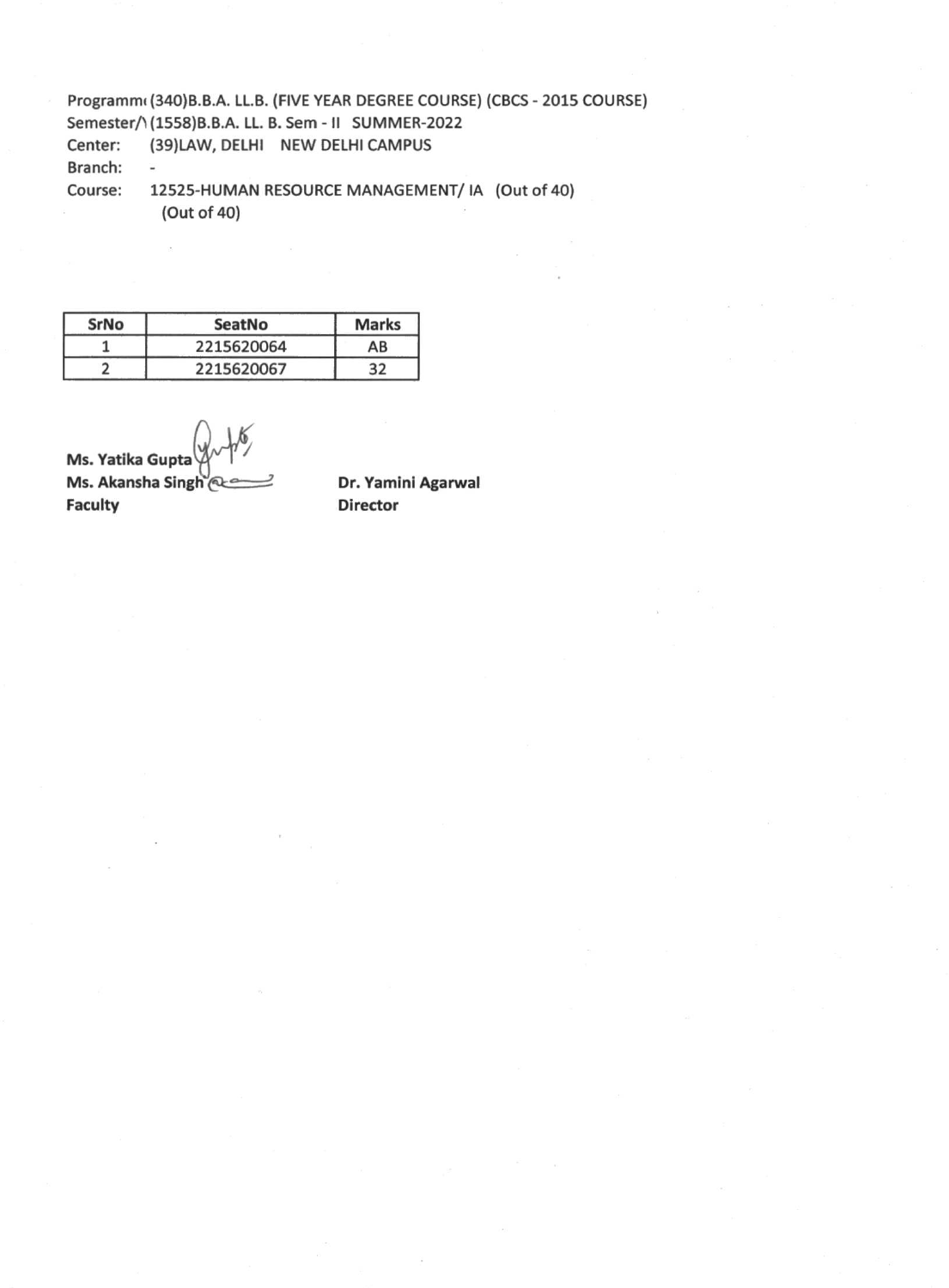Programm( (340)B.B.A. LL.B. (FIVE YEAR DEGREE COURSE) (CBCS - 2015 COURSE)
Semester/\ (1558)B.B.A. LL. B. Sem - II SUMMER-2022
Center: (39)LAW, DELHI NEW DELHI CAMPUS
Branch: -
Course: 12525-HUMAN RESOURCE MANAGEMENT/ IA (Out of 40)
(Out of 40)

| SrNo | SeatNo | Marks |
|---|---|---|
| 1 | 2215620064 | AB |
| 2 | 2215620067 | 32 |

**Ms. Yatika Gupta**
**Ms. Akansha Singh**
**Faculty**

**Dr. Yamini Agarwal**
**Director**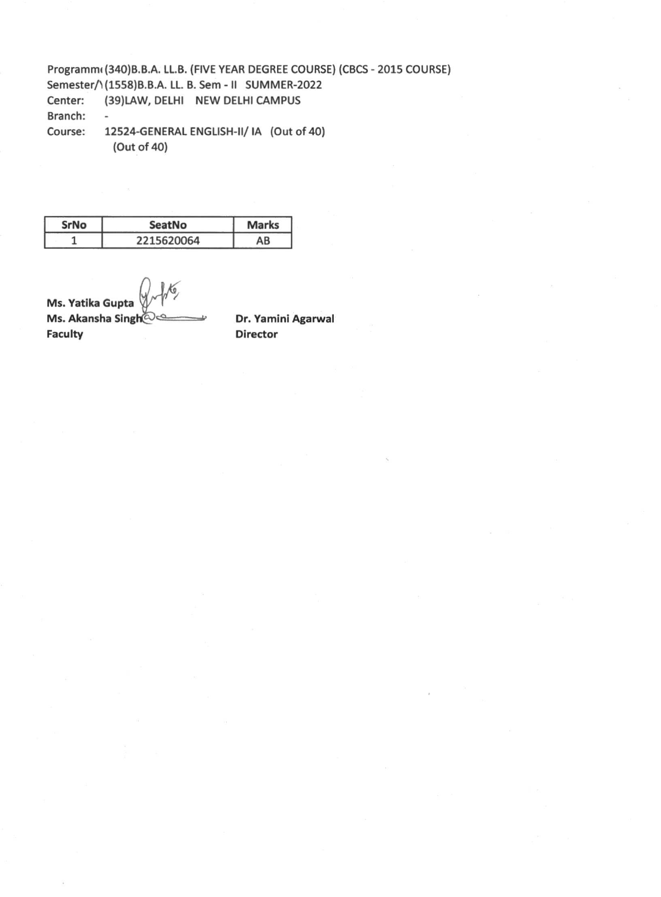Programm( (340)B.B.A. LL.B. (FIVE YEAR DEGREE COURSE) (CBCS - 2015 COURSE)
Semester/\ (1558)B.B.A. LL. B. Sem - II SUMMER-2022
Center: (39)LAW, DELHI NEW DELHI CAMPUS
Branch: -
Course: 12524-GENERAL ENGLISH-II/ IA (Out of 40)
(Out of 40)

| SrNo | SeatNo | Marks |
|---|---|---|
| 1 | 2215620064 | AB |

**Ms. Yatika Gupta**
**Ms. Akansha Singh**
**Faculty**

**Dr. Yamini Agarwal**
**Director**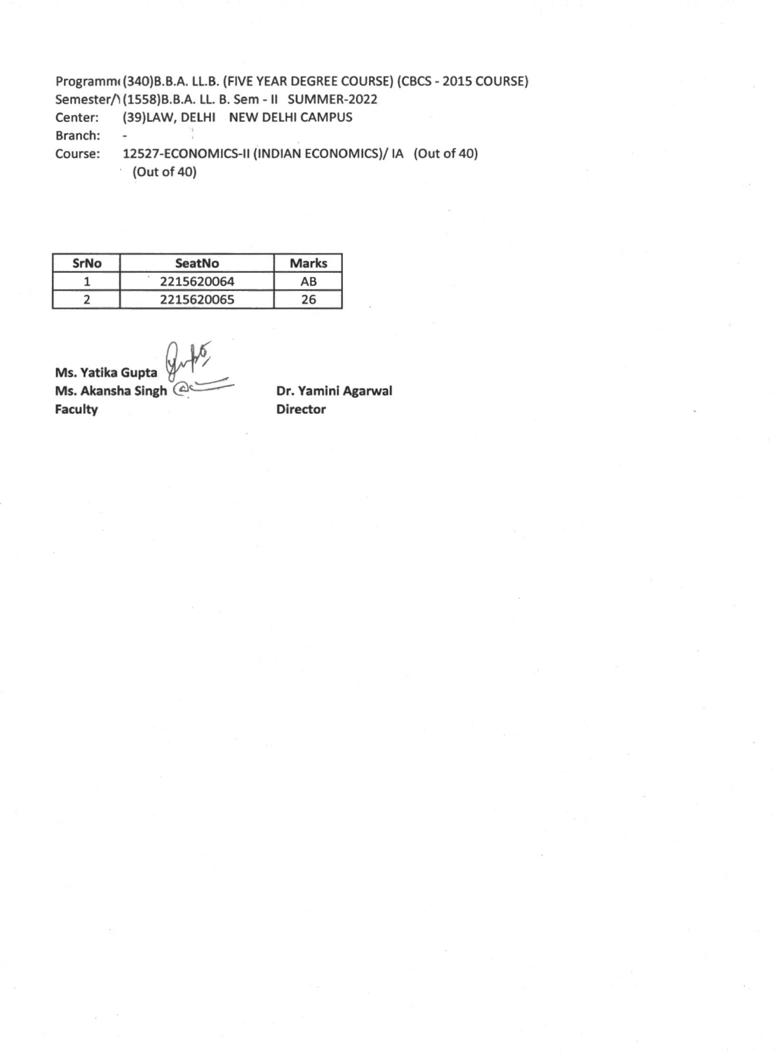Programme (340)B.B.A. LL.B. (FIVE YEAR DEGREE COURSE) (CBCS - 2015 COURSE)
Semester/\ (1558)B.B.A. LL. B. Sem - II SUMMER-2022
Center: (39)LAW, DELHI NEW DELHI CAMPUS
Branch: -
Course: 12527-ECONOMICS-II (INDIAN ECONOMICS)/ IA (Out of 40)
(Out of 40)

| SrNo | SeatNo | Marks |
|---|---|---|
| 1 | 2215620064 | AB |
| 2 | 2215620065 | 26 |

**Ms. Yatika Gupta**
**Ms. Akansha Singh**
**Faculty**

**Dr. Yamini Agarwal**
**Director**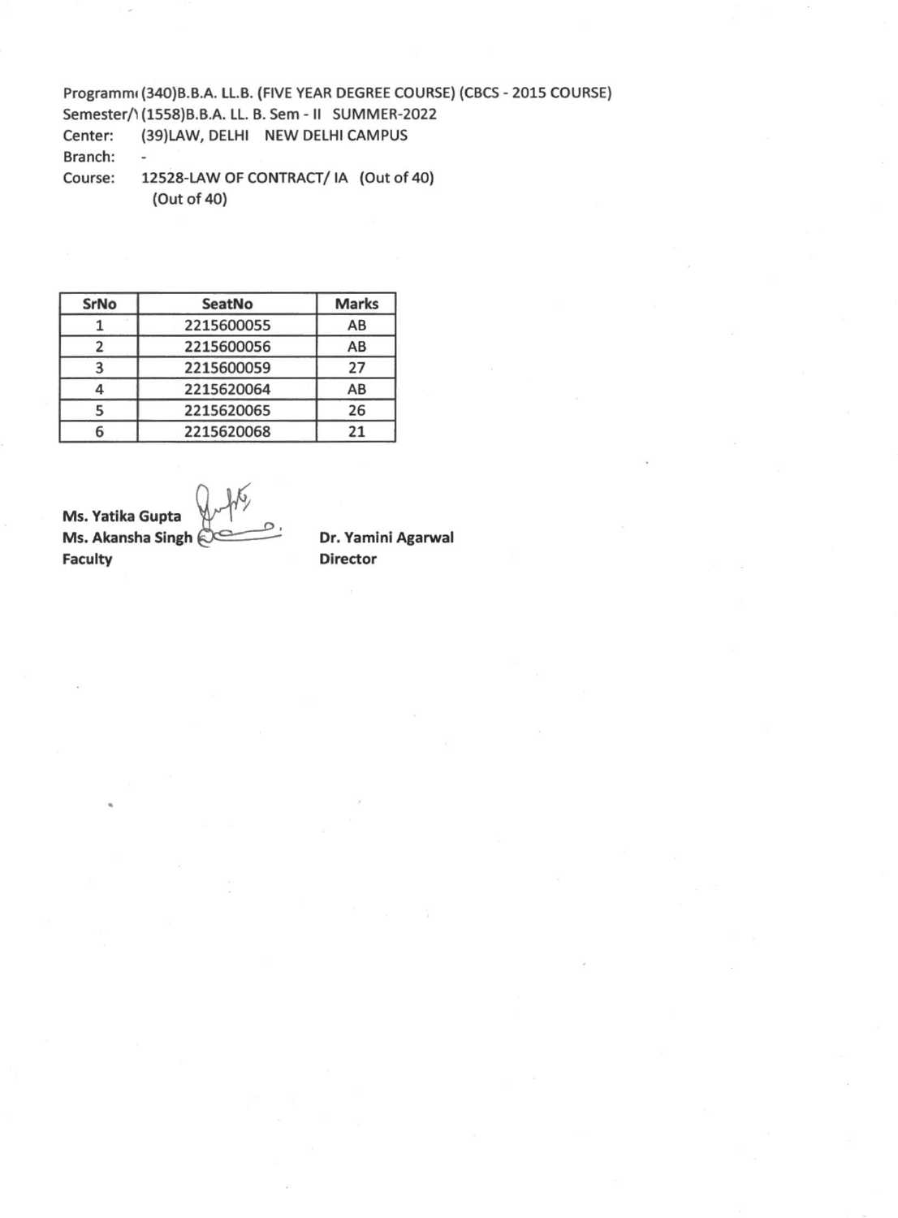Programm( (340)B.B.A. LL.B. (FIVE YEAR DEGREE COURSE) (CBCS - 2015 COURSE)
Semester/\ (1558)B.B.A. LL. B. Sem - II SUMMER-2022
Center: (39)LAW, DELHI NEW DELHI CAMPUS
Branch: -
Course: 12528-LAW OF CONTRACT/ IA (Out of 40)
(Out of 40)

| SrNo | SeatNo | Marks |
|---|---|---|
| 1 | 2215600055 | AB |
| 2 | 2215600056 | AB |
| 3 | 2215600059 | 27 |
| 4 | 2215620064 | AB |
| 5 | 2215620065 | 26 |
| 6 | 2215620068 | 21 |

**Ms. Yatika Gupta**
**Ms. Akansha Singh**
**Faculty**

**Dr. Yamini Agarwal**
**Director**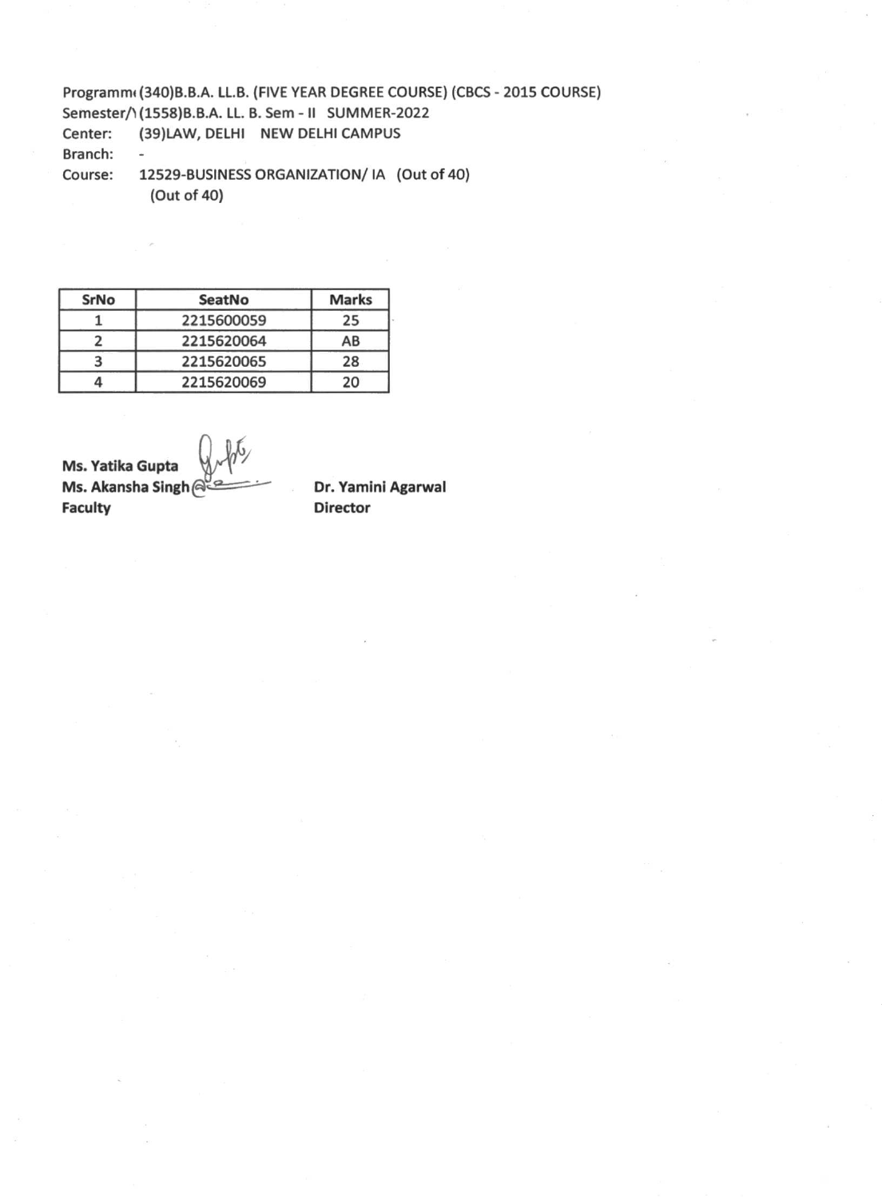Programm( (340)B.B.A. LL.B. (FIVE YEAR DEGREE COURSE) (CBCS - 2015 COURSE)
Semester/\ (1558)B.B.A. LL. B. Sem - II SUMMER-2022
Center: (39)LAW, DELHI NEW DELHI CAMPUS
Branch: -
Course: 12529-BUSINESS ORGANIZATION/ IA (Out of 40)
(Out of 40)

| SrNo | SeatNo | Marks |
|---|---|---|
| 1 | 2215600059 | 25 |
| 2 | 2215620064 | AB |
| 3 | 2215620065 | 28 |
| 4 | 2215620069 | 20 |

**Ms. Yatika Gupta**
**Ms. Akansha Singh**
**Faculty**

**Dr. Yamini Agarwal**
**Director**